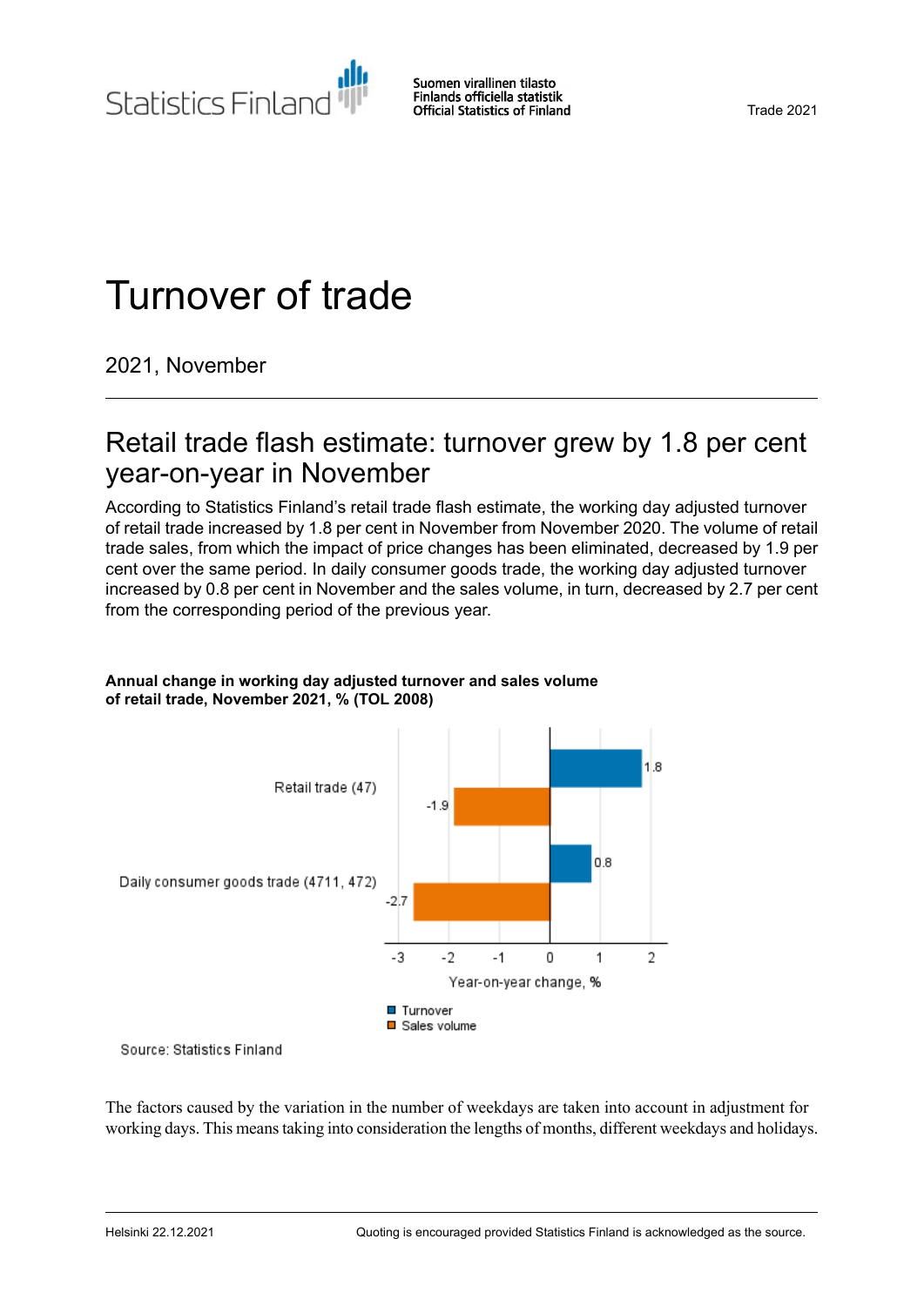Statistics Finland

Suomen virallinen tilasto
Finlands officiella statistik
Official Statistics of Finland

Trade 2021

# Turnover of trade

2021, November

## Retail trade flash estimate: turnover grew by 1.8 per cent year-on-year in November

According to Statistics Finland's retail trade flash estimate, the working day adjusted turnover of retail trade increased by 1.8 per cent in November from November 2020. The volume of retail trade sales, from which the impact of price changes has been eliminated, decreased by 1.9 per cent over the same period. In daily consumer goods trade, the working day adjusted turnover increased by 0.8 per cent in November and the sales volume, in turn, decreased by 2.7 per cent from the corresponding period of the previous year.

**Annual change in working day adjusted turnover and sales volume of retail trade, November 2021, % (TOL 2008)**

| | Turnover | Sales volume |
|---|---|---|
| Retail trade (47) | 1.8 | -1.9 |
| Daily consumer goods trade (4711, 472) | 0.8 | -2.7 |

Year-on-year change, %

Source: Statistics Finland

The factors caused by the variation in the number of weekdays are taken into account in adjustment for working days. This means taking into consideration the lengths of months, different weekdays and holidays.

Helsinki 22.12.2021

Quoting is encouraged provided Statistics Finland is acknowledged as the source.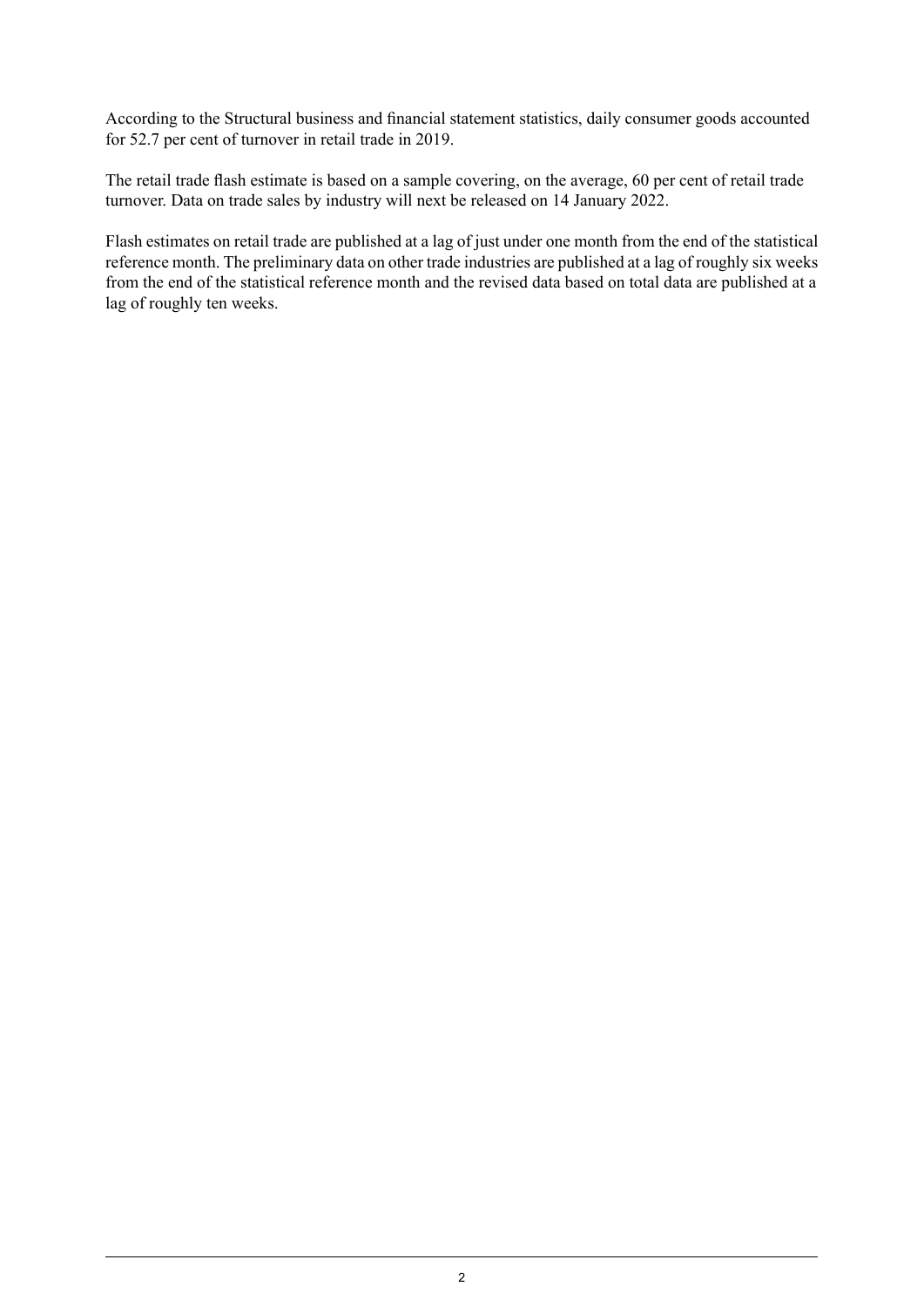According to the Structural business and financial statement statistics, daily consumer goods accounted for 52.7 per cent of turnover in retail trade in 2019.

The retail trade flash estimate is based on a sample covering, on the average, 60 per cent of retail trade turnover. Data on trade sales by industry will next be released on 14 January 2022.

Flash estimates on retail trade are published at a lag of just under one month from the end of the statistical reference month. The preliminary data on other trade industries are published at a lag of roughly six weeks from the end of the statistical reference month and the revised data based on total data are published at a lag of roughly ten weeks.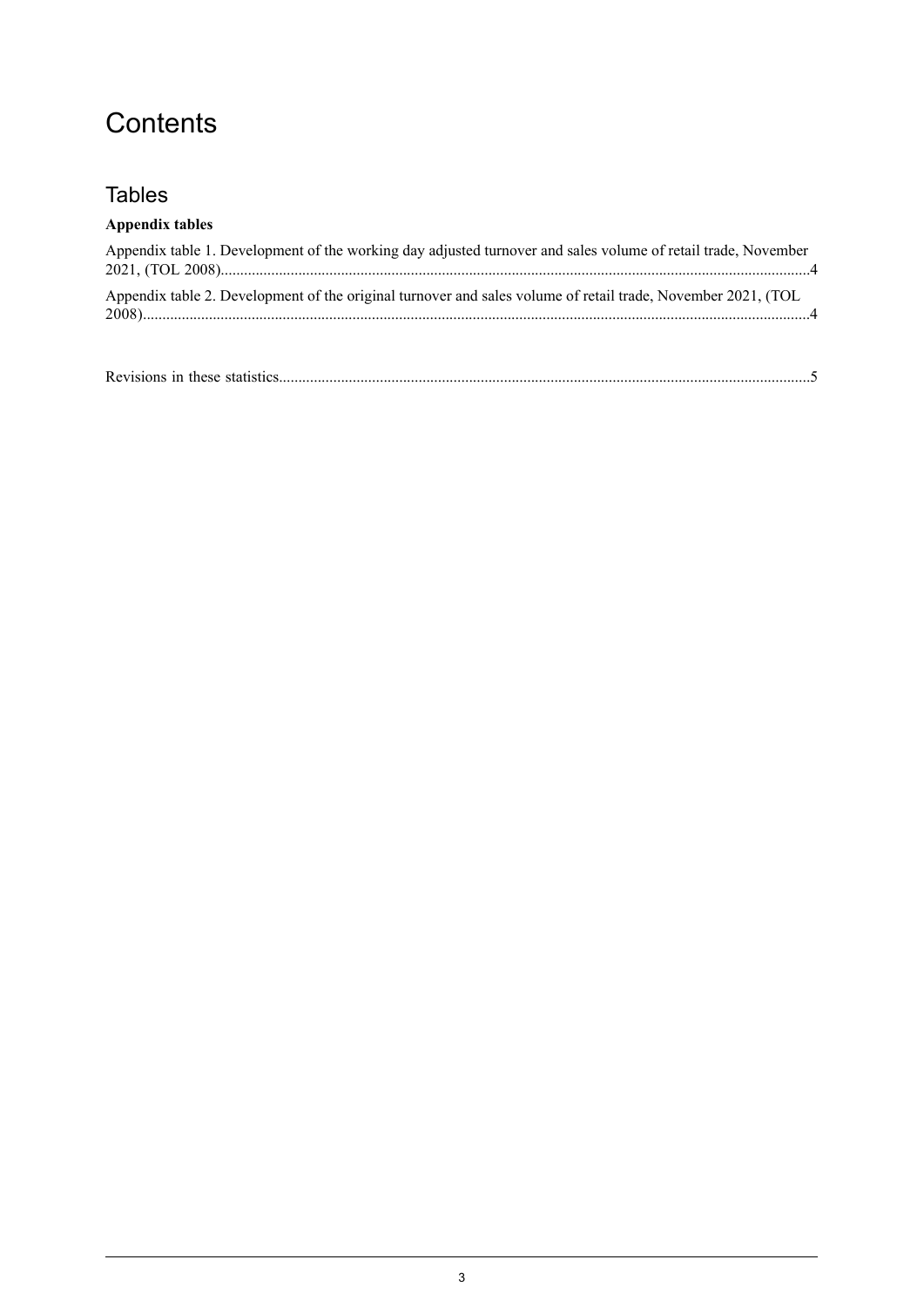# Contents

## Tables

**Appendix tables**

Appendix table 1. Development of the working day adjusted turnover and sales volume of retail trade, November 2021, (TOL 2008)....................................................................................................................................................4

Appendix table 2. Development of the original turnover and sales volume of retail trade, November 2021, (TOL 2008)....................................................................................................................................................4

Revisions in these statistics....................................................................................................................................5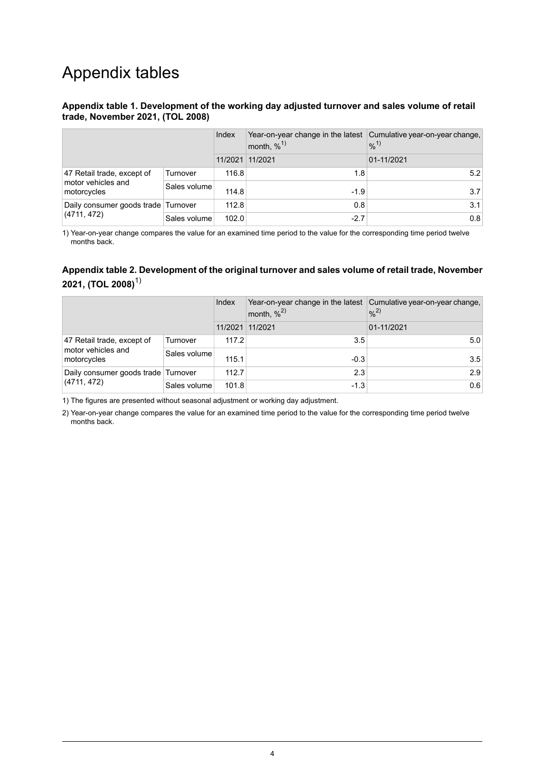# Appendix tables

### Appendix table 1. Development of the working day adjusted turnover and sales volume of retail trade, November 2021, (TOL 2008)

| | | Index | Year-on-year change in the latest month, %[1] | Cumulative year-on-year change, %[1] |
|---|---|---|---|---|
| | | 11/2021 | 11/2021 | 01-11/2021 |
| 47 Retail trade, except of motor vehicles and motorcycles | Turnover | 116.8 | 1.8 | 5.2 |
| | Sales volume | 114.8 | -1.9 | 3.7 |
| Daily consumer goods trade (4711, 472) | Turnover | 112.8 | 0.8 | 3.1 |
| | Sales volume | 102.0 | -2.7 | 0.8 |

1) Year-on-year change compares the value for an examined time period to the value for the corresponding time period twelve months back.

### Appendix table 2. Development of the original turnover and sales volume of retail trade, November 2021, (TOL 2008)[1]

| | | Index | Year-on-year change in the latest month, %[2] | Cumulative year-on-year change, %[2] |
|---|---|---|---|---|
| | | 11/2021 | 11/2021 | 01-11/2021 |
| 47 Retail trade, except of motor vehicles and motorcycles | Turnover | 117.2 | 3.5 | 5.0 |
| | Sales volume | 115.1 | -0.3 | 3.5 |
| Daily consumer goods trade (4711, 472) | Turnover | 112.7 | 2.3 | 2.9 |
| | Sales volume | 101.8 | -1.3 | 0.6 |

1) The figures are presented without seasonal adjustment or working day adjustment.

2) Year-on-year change compares the value for an examined time period to the value for the corresponding time period twelve months back.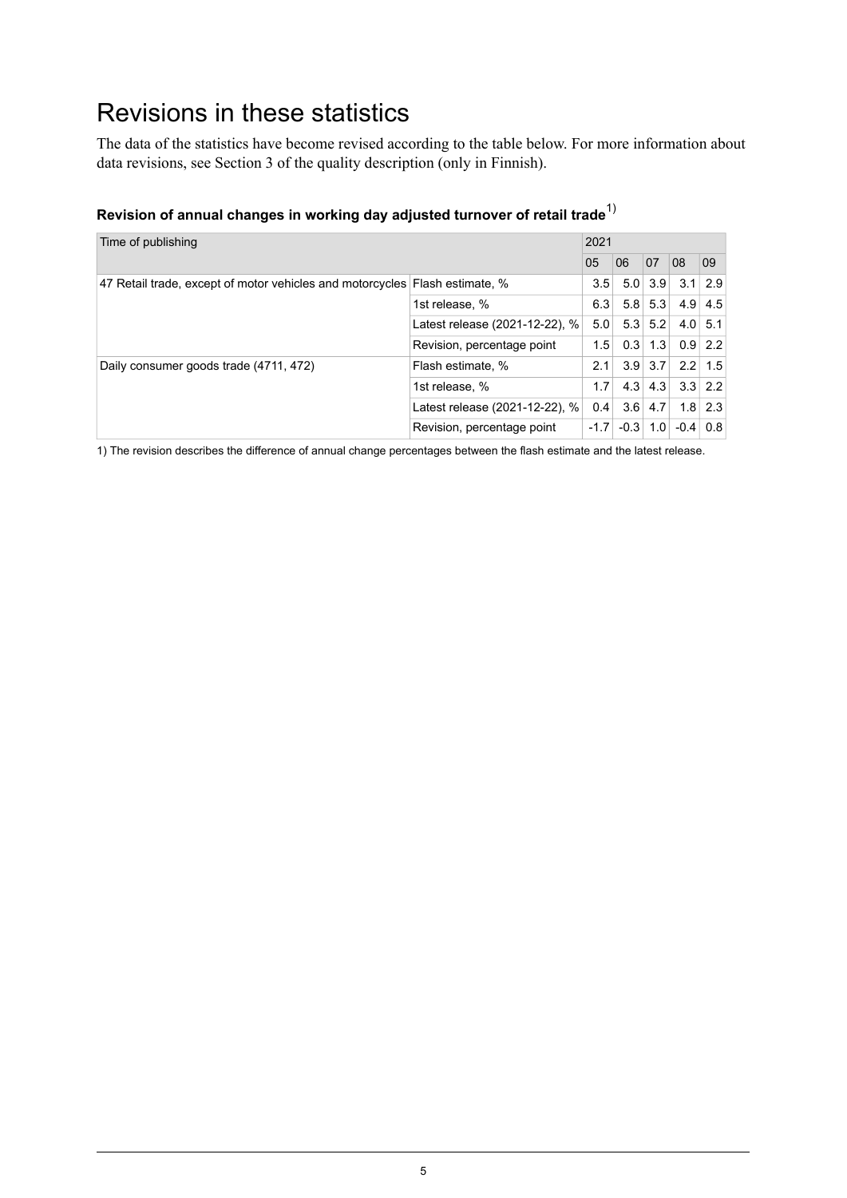# Revisions in these statistics

The data of the statistics have become revised according to the table below. For more information about data revisions, see Section 3 of the quality description (only in Finnish).

### Revision of annual changes in working day adjusted turnover of retail trade[1)]

| Time of publishing | | 2021 | | | | |
|---|---|---|---|---|---|---|
| | | 05 | 06 | 07 | 08 | 09 |
| 47 Retail trade, except of motor vehicles and motorcycles | Flash estimate, % | 3.5 | 5.0 | 3.9 | 3.1 | 2.9 |
| | 1st release, % | 6.3 | 5.8 | 5.3 | 4.9 | 4.5 |
| | Latest release (2021-12-22), % | 5.0 | 5.3 | 5.2 | 4.0 | 5.1 |
| | Revision, percentage point | 1.5 | 0.3 | 1.3 | 0.9 | 2.2 |
| Daily consumer goods trade (4711, 472) | Flash estimate, % | 2.1 | 3.9 | 3.7 | 2.2 | 1.5 |
| | 1st release, % | 1.7 | 4.3 | 4.3 | 3.3 | 2.2 |
| | Latest release (2021-12-22), % | 0.4 | 3.6 | 4.7 | 1.8 | 2.3 |
| | Revision, percentage point | -1.7 | -0.3 | 1.0 | -0.4 | 0.8 |

1) The revision describes the difference of annual change percentages between the flash estimate and the latest release.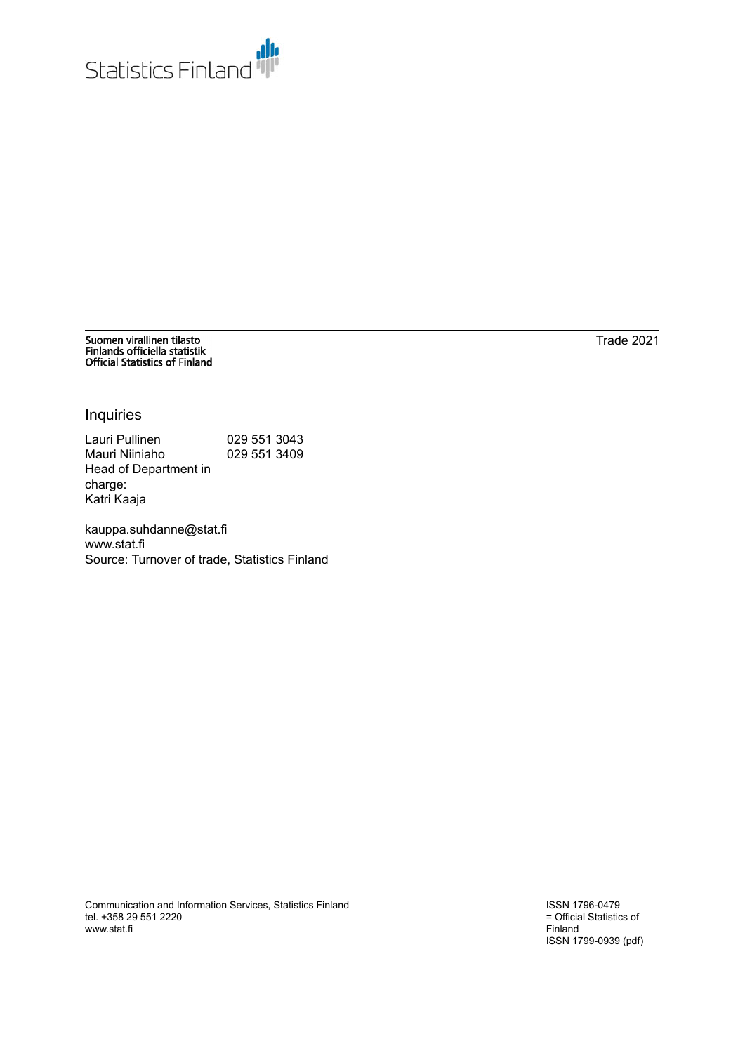Statistics Finland

Suomen virallinen tilasto
Finlands officiella statistik
Official Statistics of Finland

Trade 2021

## Inquiries

| | |
|---|---|
| Lauri Pullinen | 029 551 3043 |
| Mauri Niiniaho | 029 551 3409 |

Head of Department in charge:
Katri Kaaja

kauppa.suhdanne@stat.fi
www.stat.fi
Source: Turnover of trade, Statistics Finland

Communication and Information Services, Statistics Finland
tel. +358 29 551 2220
www.stat.fi

ISSN 1796-0479
= Official Statistics of Finland
ISSN 1799-0939 (pdf)